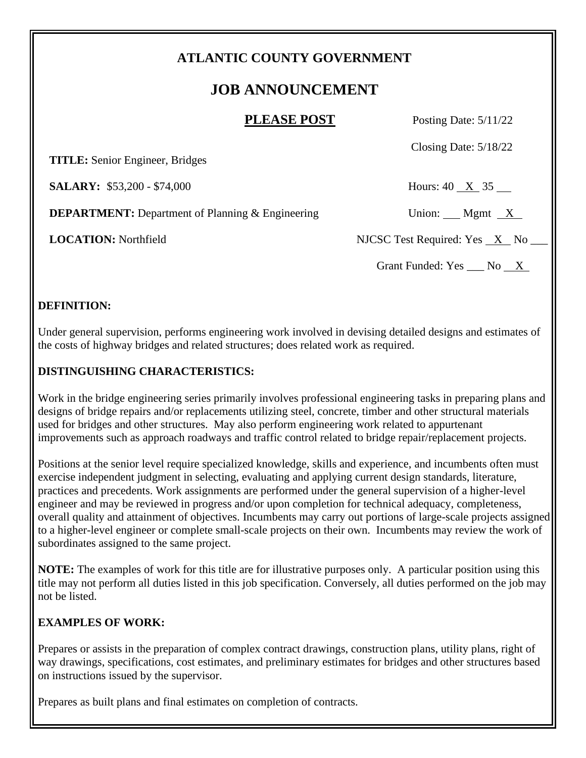# ATLANTIC COUNTY GOVERNMENT

## JOB ANNOUNCEMENT

**PLEASE POST**

Posting Date: 5/11/22

Closing Date: 5/18/22

**TITLE:** Senior Engineer, Bridges

**SALARY:** $53,200 - $74,000

Hours: 40 X 35 \_\_

**DEPARTMENT:** Department of Planning & Engineering

Union: \_\_ Mgmt X

**LOCATION:** Northfield

NJCSC Test Required: Yes X No \_\_

Grant Funded: Yes \_\_ No X

### DEFINITION:

Under general supervision, performs engineering work involved in devising detailed designs and estimates of the costs of highway bridges and related structures; does related work as required.

### DISTINGUISHING CHARACTERISTICS:

Work in the bridge engineering series primarily involves professional engineering tasks in preparing plans and designs of bridge repairs and/or replacements utilizing steel, concrete, timber and other structural materials used for bridges and other structures. May also perform engineering work related to appurtenant improvements such as approach roadways and traffic control related to bridge repair/replacement projects.

Positions at the senior level require specialized knowledge, skills and experience, and incumbents often must exercise independent judgment in selecting, evaluating and applying current design standards, literature, practices and precedents. Work assignments are performed under the general supervision of a higher-level engineer and may be reviewed in progress and/or upon completion for technical adequacy, completeness, overall quality and attainment of objectives. Incumbents may carry out portions of large-scale projects assigned to a higher-level engineer or complete small-scale projects on their own. Incumbents may review the work of subordinates assigned to the same project.

**NOTE:** The examples of work for this title are for illustrative purposes only. A particular position using this title may not perform all duties listed in this job specification. Conversely, all duties performed on the job may not be listed.

### EXAMPLES OF WORK:

Prepares or assists in the preparation of complex contract drawings, construction plans, utility plans, right of way drawings, specifications, cost estimates, and preliminary estimates for bridges and other structures based on instructions issued by the supervisor.

Prepares as built plans and final estimates on completion of contracts.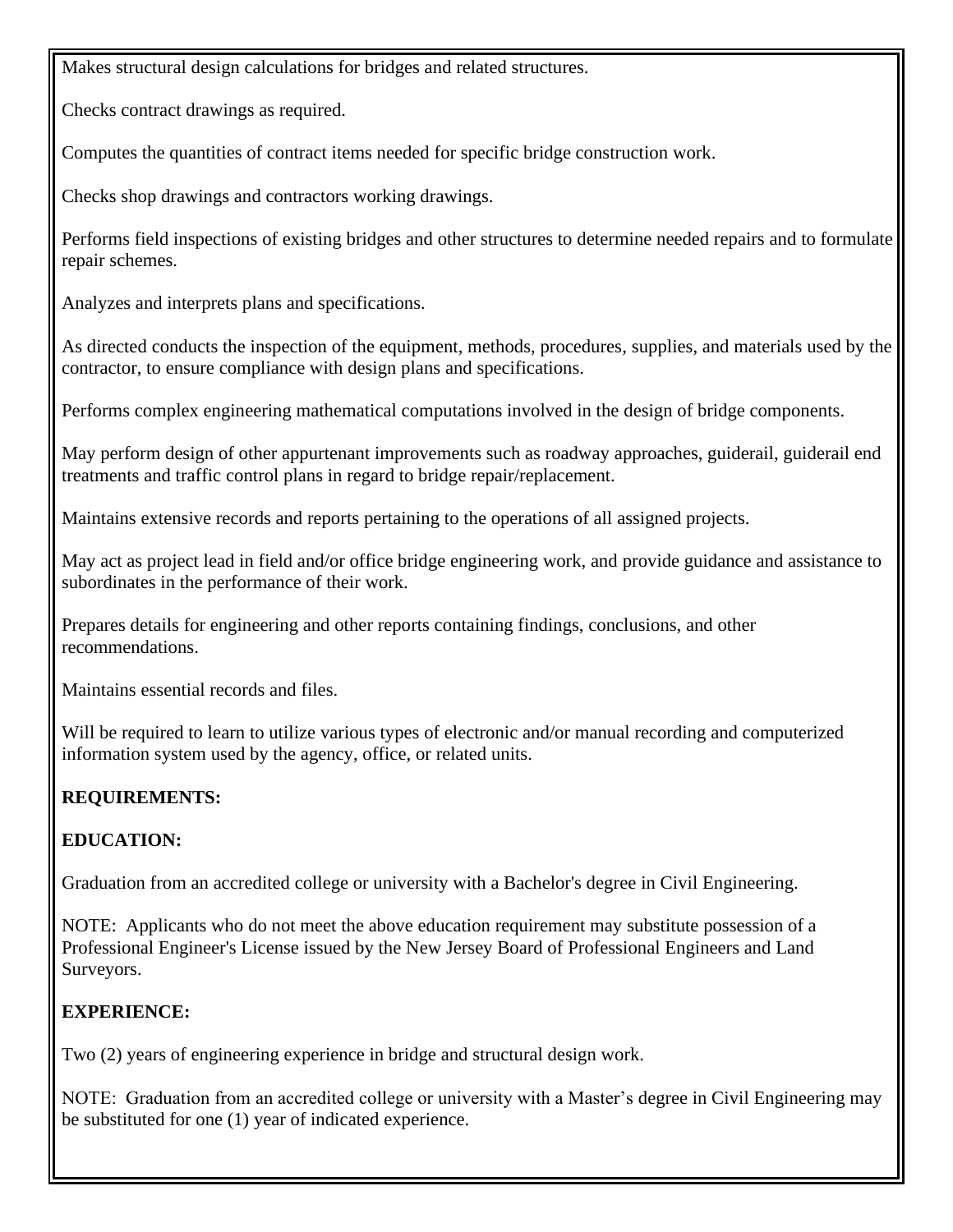Makes structural design calculations for bridges and related structures.

Checks contract drawings as required.

Computes the quantities of contract items needed for specific bridge construction work.

Checks shop drawings and contractors working drawings.

Performs field inspections of existing bridges and other structures to determine needed repairs and to formulate repair schemes.

Analyzes and interprets plans and specifications.

As directed conducts the inspection of the equipment, methods, procedures, supplies, and materials used by the contractor, to ensure compliance with design plans and specifications.

Performs complex engineering mathematical computations involved in the design of bridge components.

May perform design of other appurtenant improvements such as roadway approaches, guiderail, guiderail end treatments and traffic control plans in regard to bridge repair/replacement.

Maintains extensive records and reports pertaining to the operations of all assigned projects.

May act as project lead in field and/or office bridge engineering work, and provide guidance and assistance to subordinates in the performance of their work.

Prepares details for engineering and other reports containing findings, conclusions, and other recommendations.

Maintains essential records and files.

Will be required to learn to utilize various types of electronic and/or manual recording and computerized information system used by the agency, office, or related units.

**REQUIREMENTS:**

**EDUCATION:**

Graduation from an accredited college or university with a Bachelor's degree in Civil Engineering.

NOTE: Applicants who do not meet the above education requirement may substitute possession of a Professional Engineer's License issued by the New Jersey Board of Professional Engineers and Land Surveyors.

**EXPERIENCE:**

Two (2) years of engineering experience in bridge and structural design work.

NOTE: Graduation from an accredited college or university with a Master's degree in Civil Engineering may be substituted for one (1) year of indicated experience.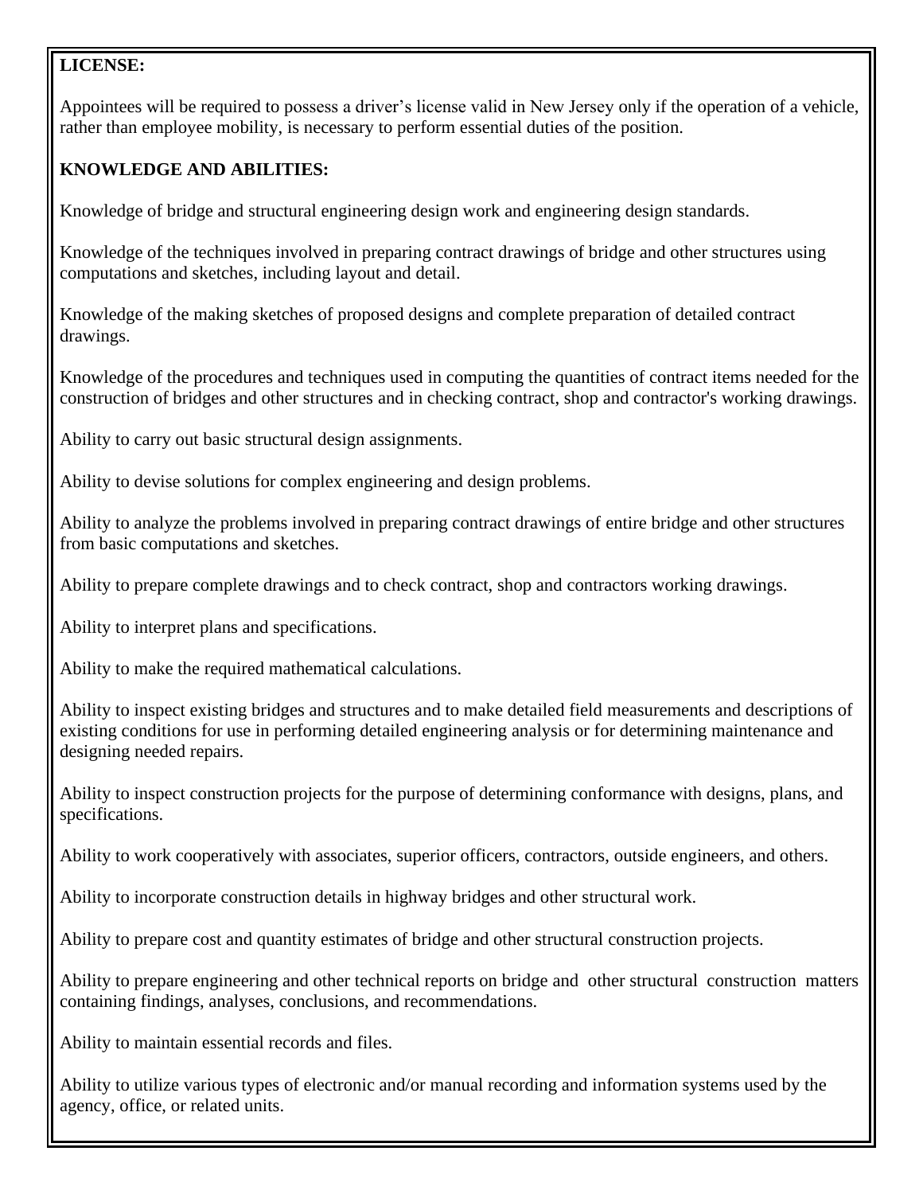**LICENSE:**

Appointees will be required to possess a driver's license valid in New Jersey only if the operation of a vehicle, rather than employee mobility, is necessary to perform essential duties of the position.

**KNOWLEDGE AND ABILITIES:**

Knowledge of bridge and structural engineering design work and engineering design standards.

Knowledge of the techniques involved in preparing contract drawings of bridge and other structures using computations and sketches, including layout and detail.

Knowledge of the making sketches of proposed designs and complete preparation of detailed contract drawings.

Knowledge of the procedures and techniques used in computing the quantities of contract items needed for the construction of bridges and other structures and in checking contract, shop and contractor's working drawings.

Ability to carry out basic structural design assignments.

Ability to devise solutions for complex engineering and design problems.

Ability to analyze the problems involved in preparing contract drawings of entire bridge and other structures from basic computations and sketches.

Ability to prepare complete drawings and to check contract, shop and contractors working drawings.

Ability to interpret plans and specifications.

Ability to make the required mathematical calculations.

Ability to inspect existing bridges and structures and to make detailed field measurements and descriptions of existing conditions for use in performing detailed engineering analysis or for determining maintenance and designing needed repairs.

Ability to inspect construction projects for the purpose of determining conformance with designs, plans, and specifications.

Ability to work cooperatively with associates, superior officers, contractors, outside engineers, and others.

Ability to incorporate construction details in highway bridges and other structural work.

Ability to prepare cost and quantity estimates of bridge and other structural construction projects.

Ability to prepare engineering and other technical reports on bridge and other structural construction matters containing findings, analyses, conclusions, and recommendations.

Ability to maintain essential records and files.

Ability to utilize various types of electronic and/or manual recording and information systems used by the agency, office, or related units.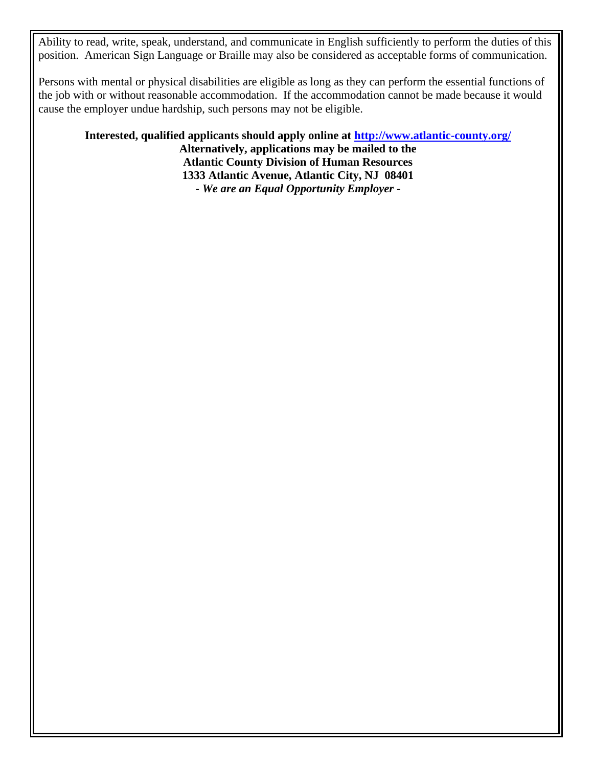Ability to read, write, speak, understand, and communicate in English sufficiently to perform the duties of this position. American Sign Language or Braille may also be considered as acceptable forms of communication.

Persons with mental or physical disabilities are eligible as long as they can perform the essential functions of the job with or without reasonable accommodation. If the accommodation cannot be made because it would cause the employer undue hardship, such persons may not be eligible.

**Interested, qualified applicants should apply online at [http://www.atlantic-county.org/](http://www.atlantic-county.org/)**
**Alternatively, applications may be mailed to the**
**Atlantic County Division of Human Resources**
**1333 Atlantic Avenue, Atlantic City, NJ 08401**
***- We are an Equal Opportunity Employer -***